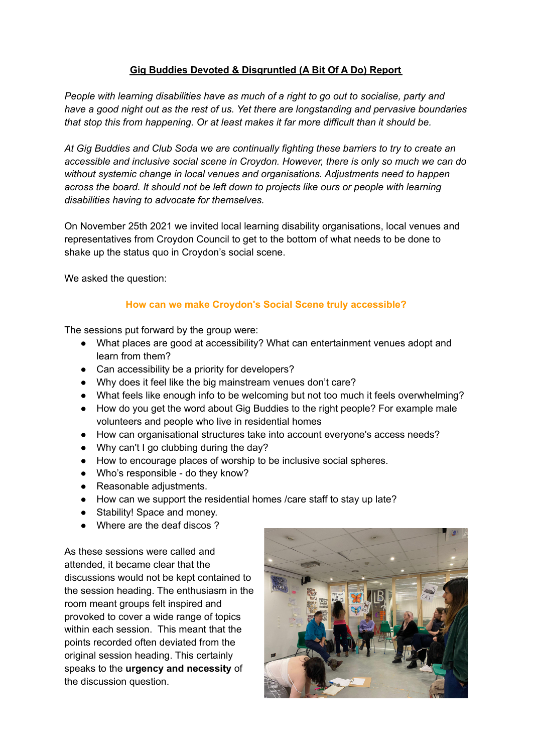# Gig Buddies Devoted & Disgruntled (A Bit Of A Do) Report

*People with learning disabilities have as much of a right to go out to socialise, party and have a good night out as the rest of us. Yet there are longstanding and pervasive boundaries that stop this from happening. Or at least makes it far more difficult than it should be.*

*At Gig Buddies and Club Soda we are continually fighting these barriers to try to create an accessible and inclusive social scene in Croydon. However, there is only so much we can do without systemic change in local venues and organisations. Adjustments need to happen across the board. It should not be left down to projects like ours or people with learning disabilities having to advocate for themselves.*

On November 25th 2021 we invited local learning disability organisations, local venues and representatives from Croydon Council to get to the bottom of what needs to be done to shake up the status quo in Croydon's social scene.

We asked the question:

**How can we make Croydon's Social Scene truly accessible?**

The sessions put forward by the group were:

- What places are good at accessibility? What can entertainment venues adopt and learn from them?
- Can accessibility be a priority for developers?
- Why does it feel like the big mainstream venues don't care?
- What feels like enough info to be welcoming but not too much it feels overwhelming?
- How do you get the word about Gig Buddies to the right people? For example male volunteers and people who live in residential homes
- How can organisational structures take into account everyone's access needs?
- Why can't I go clubbing during the day?
- How to encourage places of worship to be inclusive social spheres.
- Who's responsible - do they know?
- Reasonable adjustments.
- How can we support the residential homes /care staff to stay up late?
- Stability! Space and money.
- Where are the deaf discos ?

As these sessions were called and attended, it became clear that the discussions would not be kept contained to the session heading. The enthusiasm in the room meant groups felt inspired and provoked to cover a wide range of topics within each session. This meant that the points recorded often deviated from the original session heading. This certainly speaks to the **urgency and necessity** of the discussion question.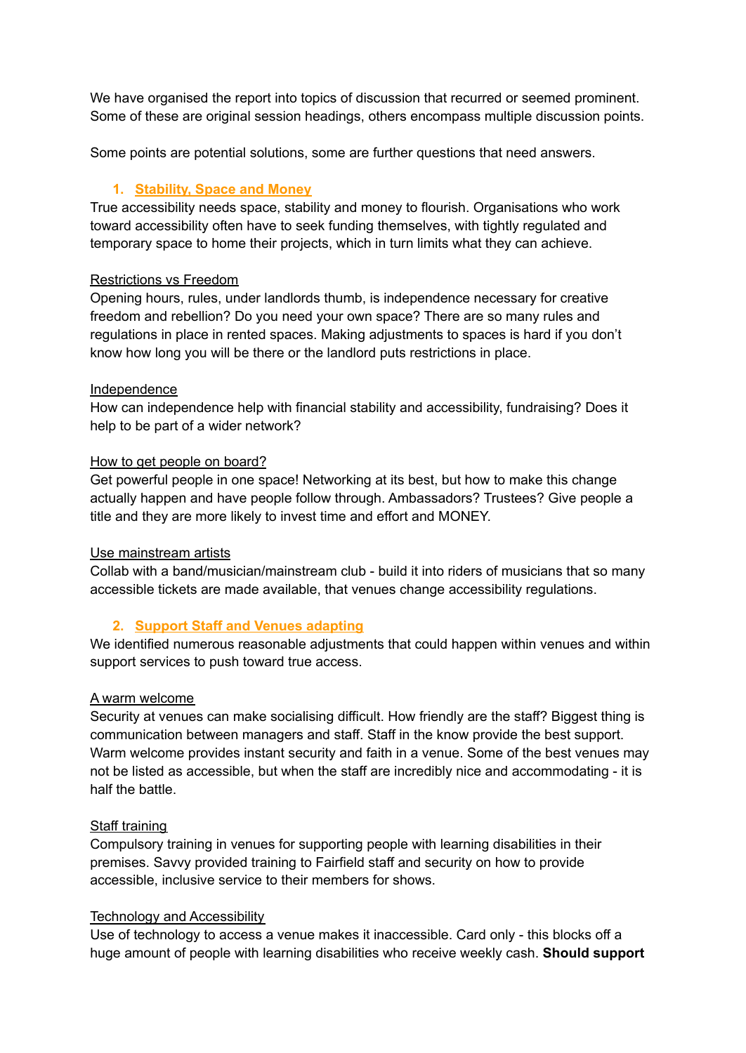We have organised the report into topics of discussion that recurred or seemed prominent. Some of these are original session headings, others encompass multiple discussion points.

Some points are potential solutions, some are further questions that need answers.

## 1. Stability, Space and Money

True accessibility needs space, stability and money to flourish. Organisations who work toward accessibility often have to seek funding themselves, with tightly regulated and temporary space to home their projects, which in turn limits what they can achieve.

### Restrictions vs Freedom

Opening hours, rules, under landlords thumb, is independence necessary for creative freedom and rebellion? Do you need your own space? There are so many rules and regulations in place in rented spaces. Making adjustments to spaces is hard if you don't know how long you will be there or the landlord puts restrictions in place.

### Independence

How can independence help with financial stability and accessibility, fundraising? Does it help to be part of a wider network?

### How to get people on board?

Get powerful people in one space! Networking at its best, but how to make this change actually happen and have people follow through. Ambassadors? Trustees? Give people a title and they are more likely to invest time and effort and MONEY.

### Use mainstream artists

Collab with a band/musician/mainstream club - build it into riders of musicians that so many accessible tickets are made available, that venues change accessibility regulations.

## 2. Support Staff and Venues adapting

We identified numerous reasonable adjustments that could happen within venues and within support services to push toward true access.

### A warm welcome

Security at venues can make socialising difficult. How friendly are the staff? Biggest thing is communication between managers and staff. Staff in the know provide the best support. Warm welcome provides instant security and faith in a venue. Some of the best venues may not be listed as accessible, but when the staff are incredibly nice and accommodating - it is half the battle.

### Staff training

Compulsory training in venues for supporting people with learning disabilities in their premises. Savvy provided training to Fairfield staff and security on how to provide accessible, inclusive service to their members for shows.

### Technology and Accessibility

Use of technology to access a venue makes it inaccessible. Card only - this blocks off a huge amount of people with learning disabilities who receive weekly cash. **Should support**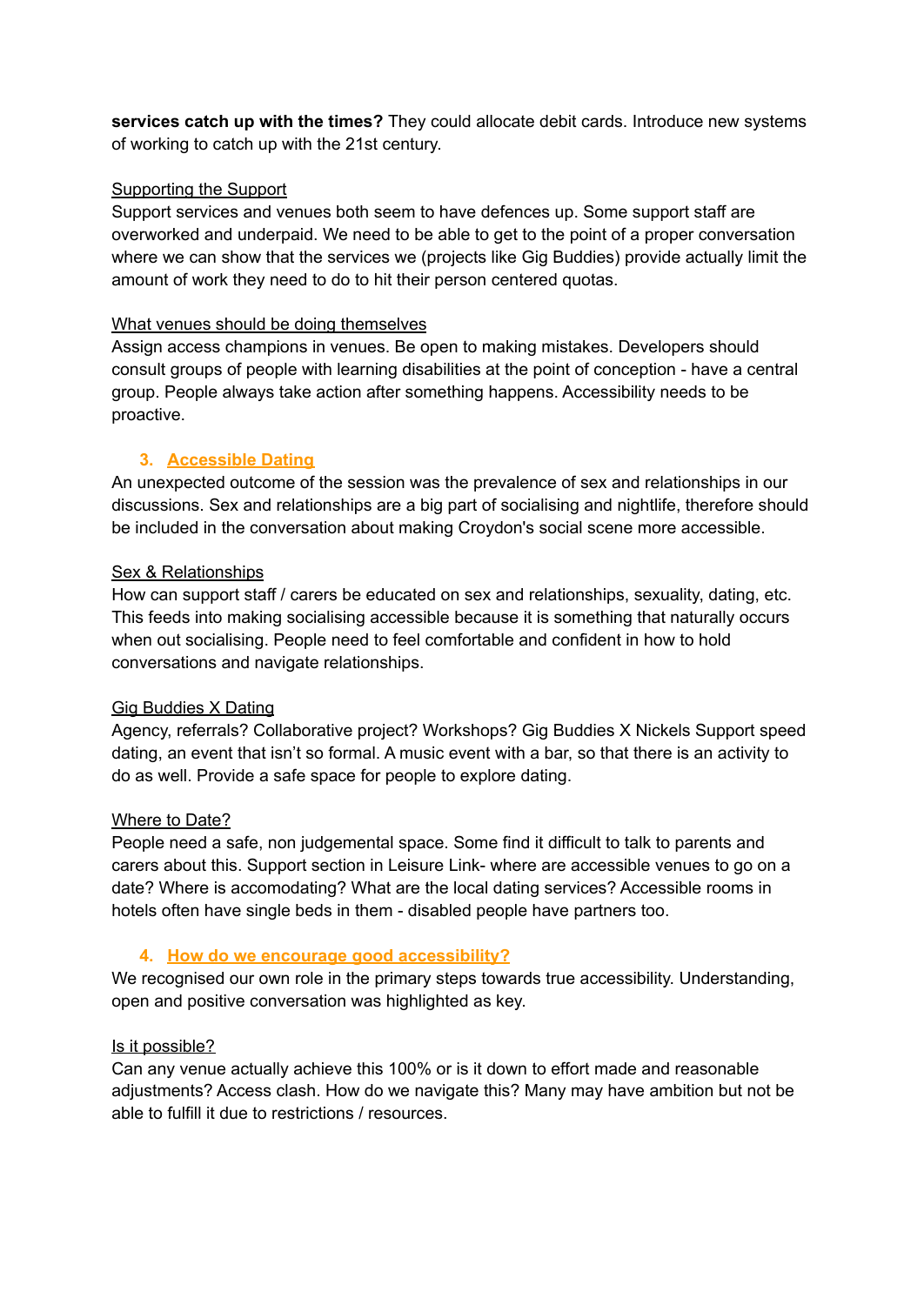**services catch up with the times?** They could allocate debit cards. Introduce new systems of working to catch up with the 21st century.

Supporting the Support

Support services and venues both seem to have defences up. Some support staff are overworked and underpaid. We need to be able to get to the point of a proper conversation where we can show that the services we (projects like Gig Buddies) provide actually limit the amount of work they need to do to hit their person centered quotas.

What venues should be doing themselves

Assign access champions in venues. Be open to making mistakes. Developers should consult groups of people with learning disabilities at the point of conception - have a central group. People always take action after something happens. Accessibility needs to be proactive.

### 3. Accessible Dating

An unexpected outcome of the session was the prevalence of sex and relationships in our discussions. Sex and relationships are a big part of socialising and nightlife, therefore should be included in the conversation about making Croydon's social scene more accessible.

Sex & Relationships

How can support staff / carers be educated on sex and relationships, sexuality, dating, etc. This feeds into making socialising accessible because it is something that naturally occurs when out socialising. People need to feel comfortable and confident in how to hold conversations and navigate relationships.

Gig Buddies X Dating

Agency, referrals? Collaborative project? Workshops? Gig Buddies X Nickels Support speed dating, an event that isn't so formal. A music event with a bar, so that there is an activity to do as well. Provide a safe space for people to explore dating.

Where to Date?

People need a safe, non judgemental space. Some find it difficult to talk to parents and carers about this. Support section in Leisure Link- where are accessible venues to go on a date? Where is accomodating? What are the local dating services? Accessible rooms in hotels often have single beds in them - disabled people have partners too.

### 4. How do we encourage good accessibility?

We recognised our own role in the primary steps towards true accessibility. Understanding, open and positive conversation was highlighted as key.

Is it possible?

Can any venue actually achieve this 100% or is it down to effort made and reasonable adjustments? Access clash. How do we navigate this? Many may have ambition but not be able to fulfill it due to restrictions / resources.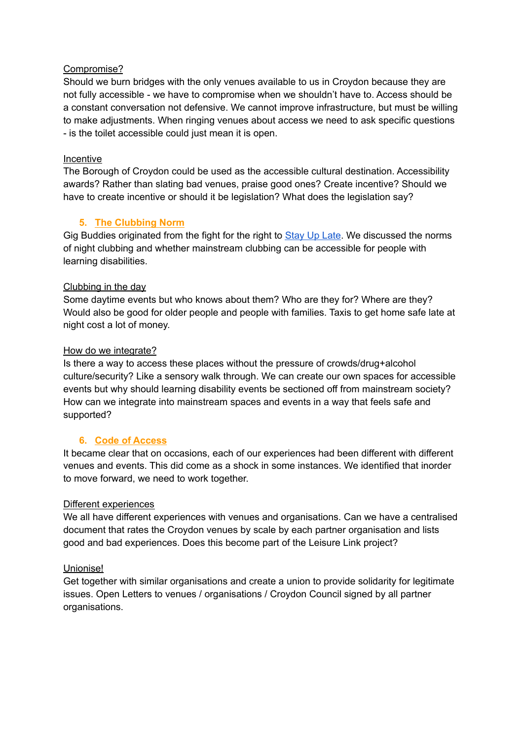Compromise?

Should we burn bridges with the only venues available to us in Croydon because they are not fully accessible - we have to compromise when we shouldn't have to. Access should be a constant conversation not defensive. We cannot improve infrastructure, but must be willing to make adjustments. When ringing venues about access we need to ask specific questions - is the toilet accessible could just mean it is open.

Incentive

The Borough of Croydon could be used as the accessible cultural destination. Accessibility awards? Rather than slating bad venues, praise good ones? Create incentive? Should we have to create incentive or should it be legislation? What does the legislation say?

## 5. The Clubbing Norm

Gig Buddies originated from the fight for the right to Stay Up Late. We discussed the norms of night clubbing and whether mainstream clubbing can be accessible for people with learning disabilities.

Clubbing in the day

Some daytime events but who knows about them? Who are they for? Where are they? Would also be good for older people and people with families. Taxis to get home safe late at night cost a lot of money.

How do we integrate?

Is there a way to access these places without the pressure of crowds/drug+alcohol culture/security? Like a sensory walk through. We can create our own spaces for accessible events but why should learning disability events be sectioned off from mainstream society? How can we integrate into mainstream spaces and events in a way that feels safe and supported?

## 6. Code of Access

It became clear that on occasions, each of our experiences had been different with different venues and events. This did come as a shock in some instances. We identified that inorder to move forward, we need to work together.

Different experiences

We all have different experiences with venues and organisations. Can we have a centralised document that rates the Croydon venues by scale by each partner organisation and lists good and bad experiences. Does this become part of the Leisure Link project?

Unionise!

Get together with similar organisations and create a union to provide solidarity for legitimate issues. Open Letters to venues / organisations / Croydon Council signed by all partner organisations.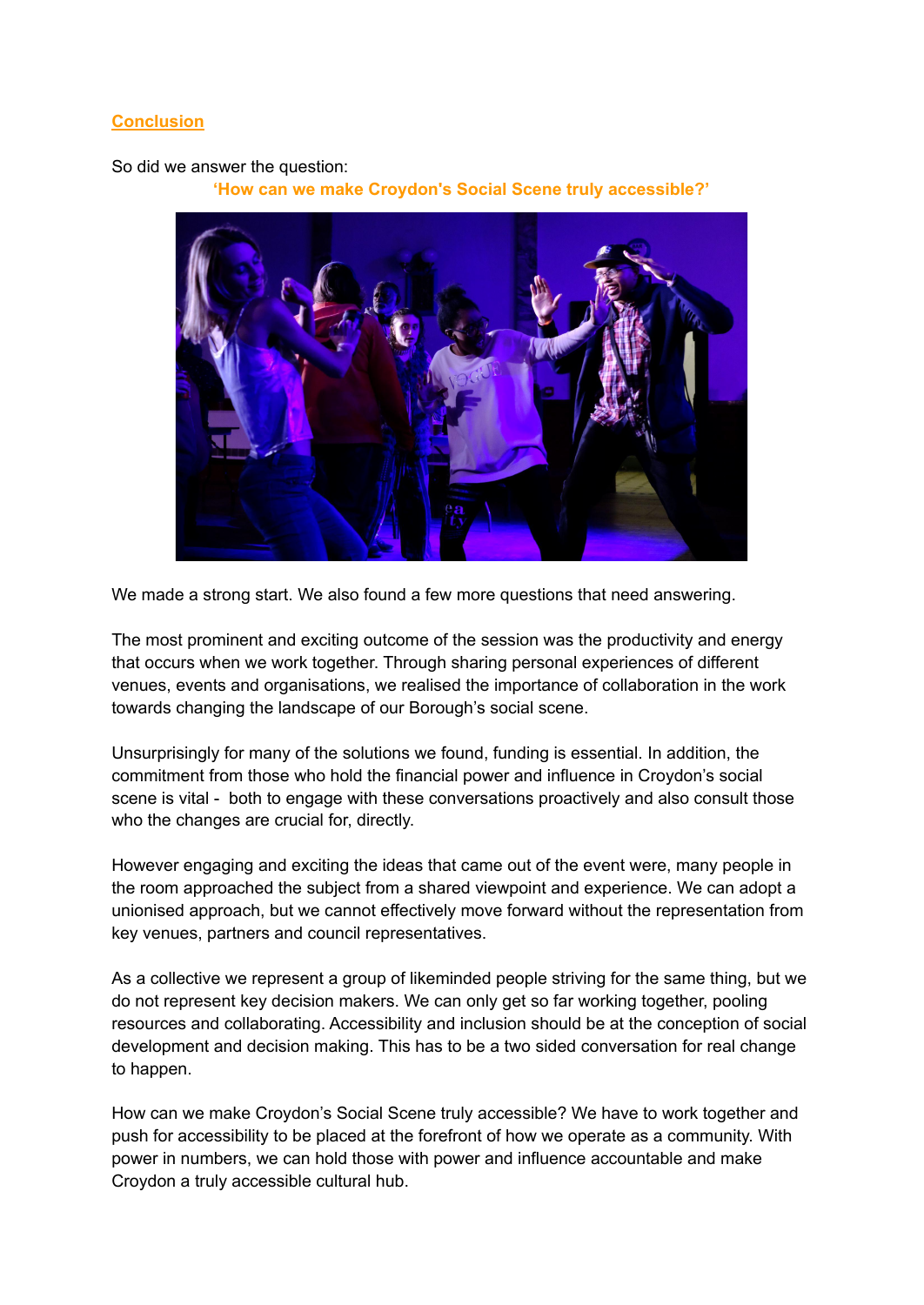## Conclusion

So did we answer the question:

**'How can we make Croydon's Social Scene truly accessible?'**

We made a strong start. We also found a few more questions that need answering.

The most prominent and exciting outcome of the session was the productivity and energy that occurs when we work together. Through sharing personal experiences of different venues, events and organisations, we realised the importance of collaboration in the work towards changing the landscape of our Borough's social scene.

Unsurprisingly for many of the solutions we found, funding is essential. In addition, the commitment from those who hold the financial power and influence in Croydon's social scene is vital - both to engage with these conversations proactively and also consult those who the changes are crucial for, directly.

However engaging and exciting the ideas that came out of the event were, many people in the room approached the subject from a shared viewpoint and experience. We can adopt a unionised approach, but we cannot effectively move forward without the representation from key venues, partners and council representatives.

As a collective we represent a group of likeminded people striving for the same thing, but we do not represent key decision makers. We can only get so far working together, pooling resources and collaborating. Accessibility and inclusion should be at the conception of social development and decision making. This has to be a two sided conversation for real change to happen.

How can we make Croydon's Social Scene truly accessible? We have to work together and push for accessibility to be placed at the forefront of how we operate as a community. With power in numbers, we can hold those with power and influence accountable and make Croydon a truly accessible cultural hub.